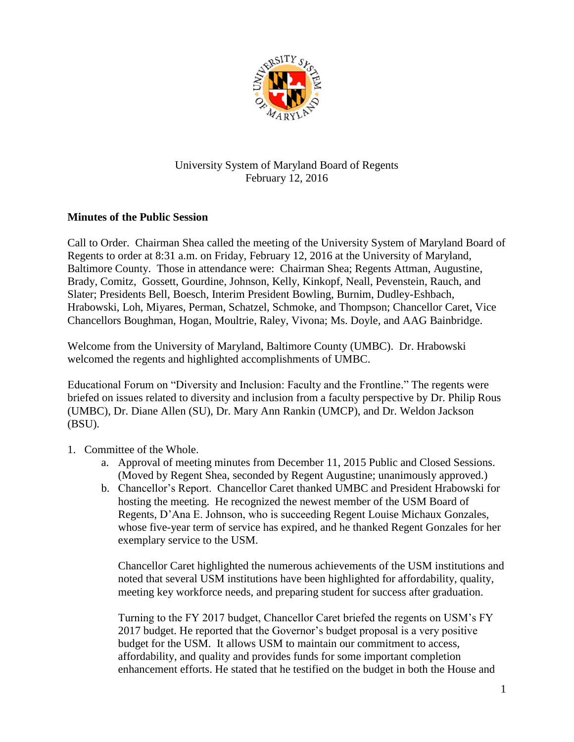University System of Maryland Board of Regents
February 12, 2016

**Minutes of the Public Session**

Call to Order. Chairman Shea called the meeting of the University System of Maryland Board of Regents to order at 8:31 a.m. on Friday, February 12, 2016 at the University of Maryland, Baltimore County. Those in attendance were: Chairman Shea; Regents Attman, Augustine, Brady, Comitz, Gossett, Gourdine, Johnson, Kelly, Kinkopf, Neall, Pevenstein, Rauch, and Slater; Presidents Bell, Boesch, Interim President Bowling, Burnim, Dudley-Eshbach, Hrabowski, Loh, Miyares, Perman, Schatzel, Schmoke, and Thompson; Chancellor Caret, Vice Chancellors Boughman, Hogan, Moultrie, Raley, Vivona; Ms. Doyle, and AAG Bainbridge.

Welcome from the University of Maryland, Baltimore County (UMBC). Dr. Hrabowski welcomed the regents and highlighted accomplishments of UMBC.

Educational Forum on "Diversity and Inclusion: Faculty and the Frontline." The regents were briefed on issues related to diversity and inclusion from a faculty perspective by Dr. Philip Rous (UMBC), Dr. Diane Allen (SU), Dr. Mary Ann Rankin (UMCP), and Dr. Weldon Jackson (BSU).

1. Committee of the Whole.
    a. Approval of meeting minutes from December 11, 2015 Public and Closed Sessions. (Moved by Regent Shea, seconded by Regent Augustine; unanimously approved.)
    b. Chancellor's Report. Chancellor Caret thanked UMBC and President Hrabowski for hosting the meeting. He recognized the newest member of the USM Board of Regents, D'Ana E. Johnson, who is succeeding Regent Louise Michaux Gonzales, whose five-year term of service has expired, and he thanked Regent Gonzales for her exemplary service to the USM.

       Chancellor Caret highlighted the numerous achievements of the USM institutions and noted that several USM institutions have been highlighted for affordability, quality, meeting key workforce needs, and preparing student for success after graduation.

       Turning to the FY 2017 budget, Chancellor Caret briefed the regents on USM's FY 2017 budget. He reported that the Governor's budget proposal is a very positive budget for the USM. It allows USM to maintain our commitment to access, affordability, and quality and provides funds for some important completion enhancement efforts. He stated that he testified on the budget in both the House and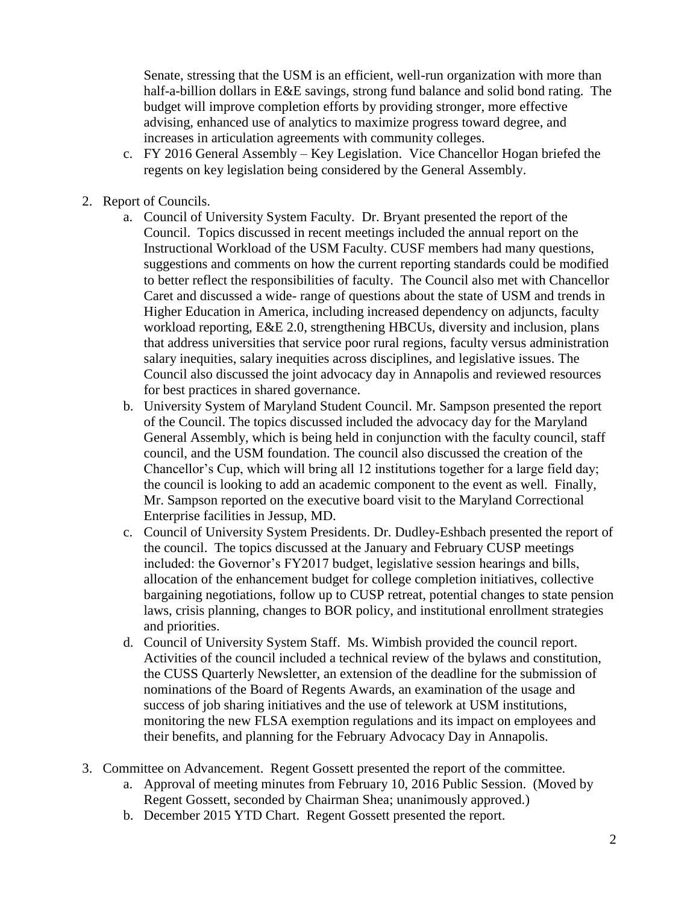Senate, stressing that the USM is an efficient, well-run organization with more than half-a-billion dollars in E&E savings, strong fund balance and solid bond rating. The budget will improve completion efforts by providing stronger, more effective advising, enhanced use of analytics to maximize progress toward degree, and increases in articulation agreements with community colleges.

   c. FY 2016 General Assembly – Key Legislation. Vice Chancellor Hogan briefed the regents on key legislation being considered by the General Assembly.

2. Report of Councils.
   a. Council of University System Faculty. Dr. Bryant presented the report of the Council. Topics discussed in recent meetings included the annual report on the Instructional Workload of the USM Faculty. CUSF members had many questions, suggestions and comments on how the current reporting standards could be modified to better reflect the responsibilities of faculty. The Council also met with Chancellor Caret and discussed a wide- range of questions about the state of USM and trends in Higher Education in America, including increased dependency on adjuncts, faculty workload reporting, E&E 2.0, strengthening HBCUs, diversity and inclusion, plans that address universities that service poor rural regions, faculty versus administration salary inequities, salary inequities across disciplines, and legislative issues. The Council also discussed the joint advocacy day in Annapolis and reviewed resources for best practices in shared governance.
   b. University System of Maryland Student Council. Mr. Sampson presented the report of the Council. The topics discussed included the advocacy day for the Maryland General Assembly, which is being held in conjunction with the faculty council, staff council, and the USM foundation. The council also discussed the creation of the Chancellor's Cup, which will bring all 12 institutions together for a large field day; the council is looking to add an academic component to the event as well. Finally, Mr. Sampson reported on the executive board visit to the Maryland Correctional Enterprise facilities in Jessup, MD.
   c. Council of University System Presidents. Dr. Dudley-Eshbach presented the report of the council. The topics discussed at the January and February CUSP meetings included: the Governor's FY2017 budget, legislative session hearings and bills, allocation of the enhancement budget for college completion initiatives, collective bargaining negotiations, follow up to CUSP retreat, potential changes to state pension laws, crisis planning, changes to BOR policy, and institutional enrollment strategies and priorities.
   d. Council of University System Staff. Ms. Wimbish provided the council report. Activities of the council included a technical review of the bylaws and constitution, the CUSS Quarterly Newsletter, an extension of the deadline for the submission of nominations of the Board of Regents Awards, an examination of the usage and success of job sharing initiatives and the use of telework at USM institutions, monitoring the new FLSA exemption regulations and its impact on employees and their benefits, and planning for the February Advocacy Day in Annapolis.

3. Committee on Advancement. Regent Gossett presented the report of the committee.
   a. Approval of meeting minutes from February 10, 2016 Public Session. (Moved by Regent Gossett, seconded by Chairman Shea; unanimously approved.)
   b. December 2015 YTD Chart. Regent Gossett presented the report.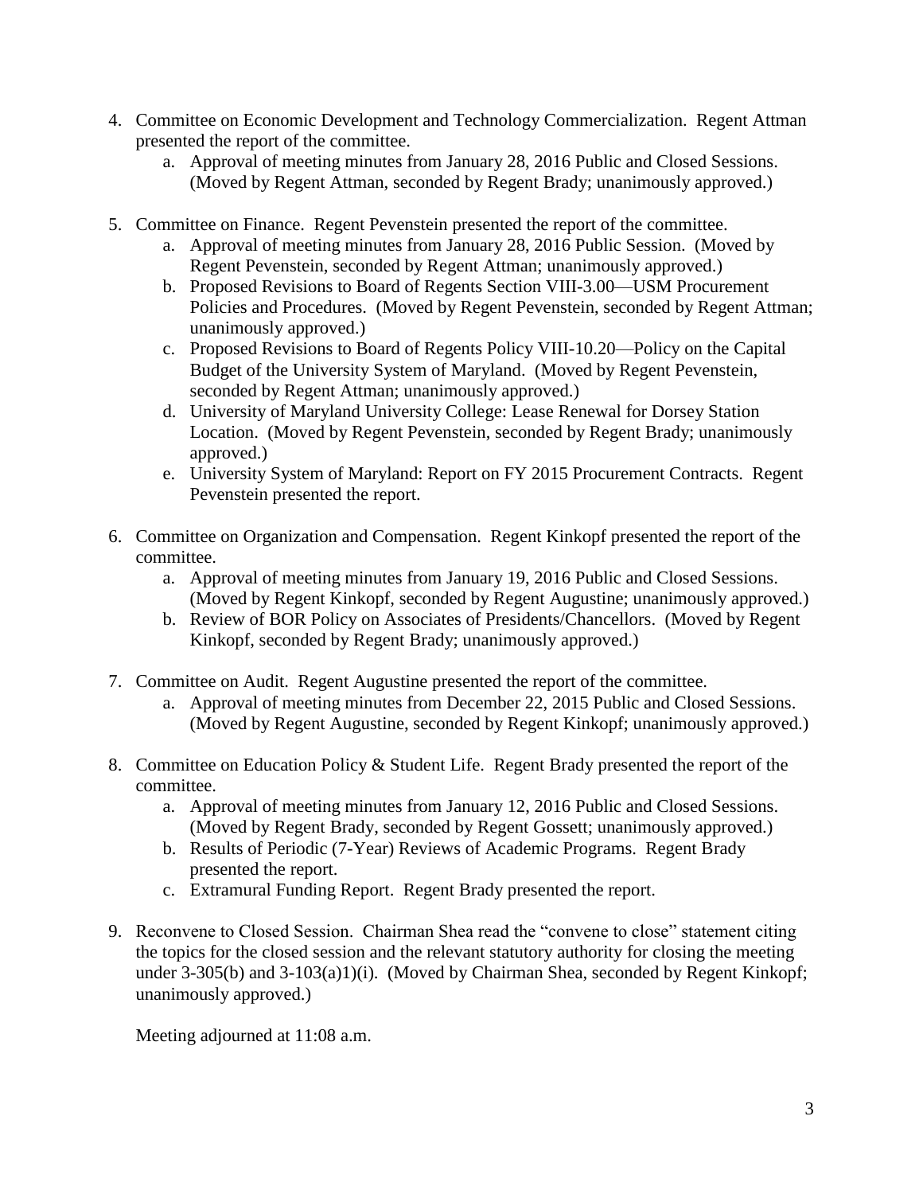4. Committee on Economic Development and Technology Commercialization. Regent Attman presented the report of the committee.
   a. Approval of meeting minutes from January 28, 2016 Public and Closed Sessions. (Moved by Regent Attman, seconded by Regent Brady; unanimously approved.)

5. Committee on Finance. Regent Pevenstein presented the report of the committee.
   a. Approval of meeting minutes from January 28, 2016 Public Session. (Moved by Regent Pevenstein, seconded by Regent Attman; unanimously approved.)
   b. Proposed Revisions to Board of Regents Section VIII-3.00—USM Procurement Policies and Procedures. (Moved by Regent Pevenstein, seconded by Regent Attman; unanimously approved.)
   c. Proposed Revisions to Board of Regents Policy VIII-10.20—Policy on the Capital Budget of the University System of Maryland. (Moved by Regent Pevenstein, seconded by Regent Attman; unanimously approved.)
   d. University of Maryland University College: Lease Renewal for Dorsey Station Location. (Moved by Regent Pevenstein, seconded by Regent Brady; unanimously approved.)
   e. University System of Maryland: Report on FY 2015 Procurement Contracts. Regent Pevenstein presented the report.

6. Committee on Organization and Compensation. Regent Kinkopf presented the report of the committee.
   a. Approval of meeting minutes from January 19, 2016 Public and Closed Sessions. (Moved by Regent Kinkopf, seconded by Regent Augustine; unanimously approved.)
   b. Review of BOR Policy on Associates of Presidents/Chancellors. (Moved by Regent Kinkopf, seconded by Regent Brady; unanimously approved.)

7. Committee on Audit. Regent Augustine presented the report of the committee.
   a. Approval of meeting minutes from December 22, 2015 Public and Closed Sessions. (Moved by Regent Augustine, seconded by Regent Kinkopf; unanimously approved.)

8. Committee on Education Policy & Student Life. Regent Brady presented the report of the committee.
   a. Approval of meeting minutes from January 12, 2016 Public and Closed Sessions. (Moved by Regent Brady, seconded by Regent Gossett; unanimously approved.)
   b. Results of Periodic (7-Year) Reviews of Academic Programs. Regent Brady presented the report.
   c. Extramural Funding Report. Regent Brady presented the report.

9. Reconvene to Closed Session. Chairman Shea read the "convene to close" statement citing the topics for the closed session and the relevant statutory authority for closing the meeting under 3-305(b) and 3-103(a)1)(i). (Moved by Chairman Shea, seconded by Regent Kinkopf; unanimously approved.)

   Meeting adjourned at 11:08 a.m.